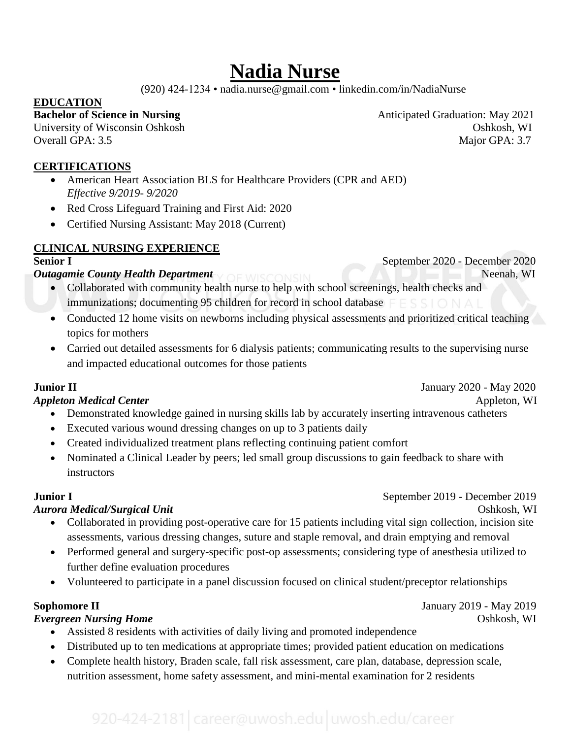# Nadia Nurse

(920) 424-1234 • nadia.nurse@gmail.com • linkedin.com/in/NadiaNurse

## EDUCATION

**Bachelor of Science in Nursing** — Anticipated Graduation: May 2021
University of Wisconsin Oshkosh — Oshkosh, WI
Overall GPA: 3.5 — Major GPA: 3.7

## CERTIFICATIONS

- American Heart Association BLS for Healthcare Providers (CPR and AED)
  *Effective 9/2019- 9/2020*
- Red Cross Lifeguard Training and First Aid: 2020
- Certified Nursing Assistant: May 2018 (Current)

## CLINICAL NURSING EXPERIENCE

**Senior I** — September 2020 - December 2020
***Outagamie County Health Department*** — Neenah, WI

- Collaborated with community health nurse to help with school screenings, health checks and immunizations; documenting 95 children for record in school database
- Conducted 12 home visits on newborns including physical assessments and prioritized critical teaching topics for mothers
- Carried out detailed assessments for 6 dialysis patients; communicating results to the supervising nurse and impacted educational outcomes for those patients

**Junior II** — January 2020 - May 2020
***Appleton Medical Center*** — Appleton, WI

- Demonstrated knowledge gained in nursing skills lab by accurately inserting intravenous catheters
- Executed various wound dressing changes on up to 3 patients daily
- Created individualized treatment plans reflecting continuing patient comfort
- Nominated a Clinical Leader by peers; led small group discussions to gain feedback to share with instructors

**Junior I** — September 2019 - December 2019
***Aurora Medical/Surgical Unit*** — Oshkosh, WI

- Collaborated in providing post-operative care for 15 patients including vital sign collection, incision site assessments, various dressing changes, suture and staple removal, and drain emptying and removal
- Performed general and surgery-specific post-op assessments; considering type of anesthesia utilized to further define evaluation procedures
- Volunteered to participate in a panel discussion focused on clinical student/preceptor relationships

**Sophomore II** — January 2019 - May 2019
***Evergreen Nursing Home*** — Oshkosh, WI

- Assisted 8 residents with activities of daily living and promoted independence
- Distributed up to ten medications at appropriate times; provided patient education on medications
- Complete health history, Braden scale, fall risk assessment, care plan, database, depression scale, nutrition assessment, home safety assessment, and mini-mental examination for 2 residents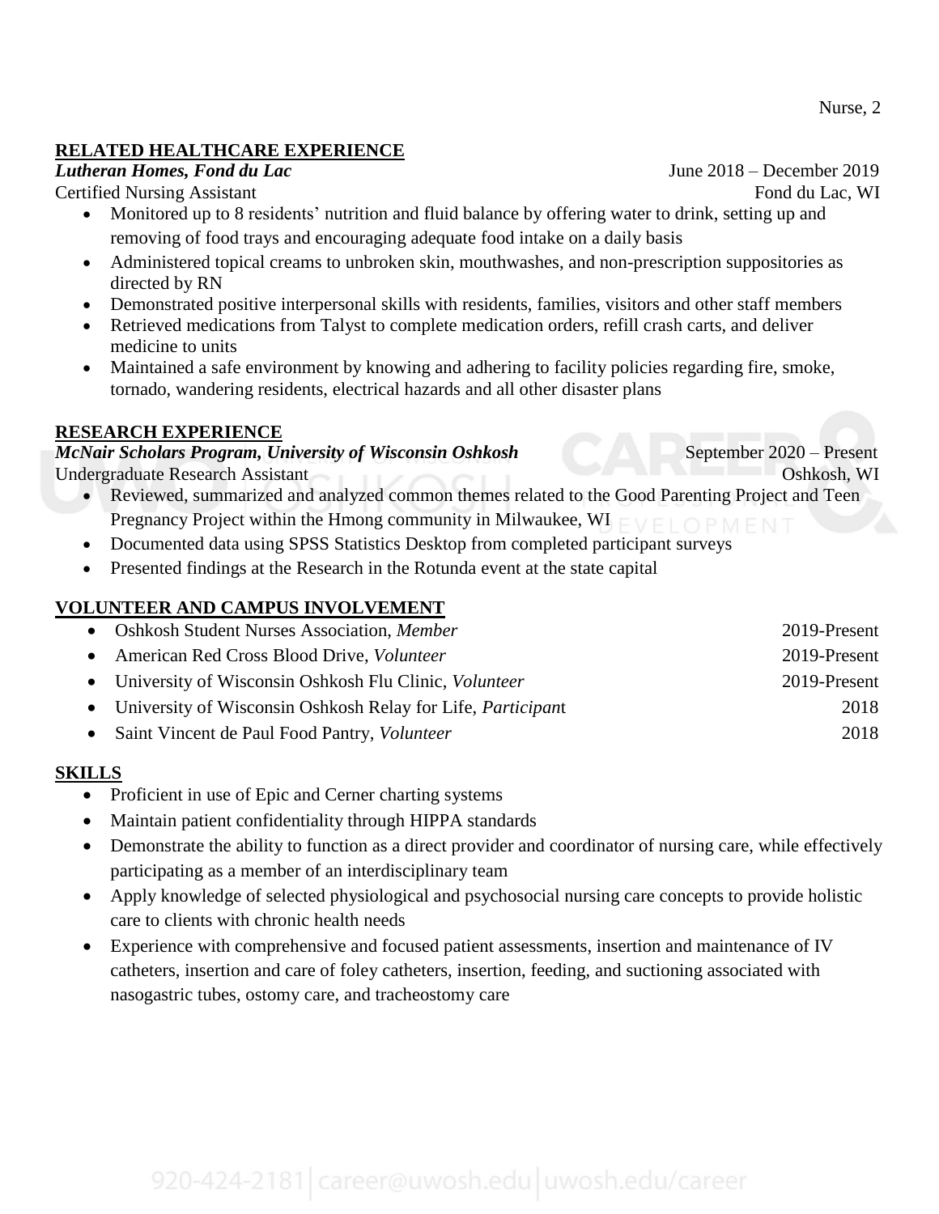## RELATED HEALTHCARE EXPERIENCE

***Lutheran Homes, Fond du Lac*** June 2018 – December 2019
Certified Nursing Assistant Fond du Lac, WI

- Monitored up to 8 residents' nutrition and fluid balance by offering water to drink, setting up and removing of food trays and encouraging adequate food intake on a daily basis
- Administered topical creams to unbroken skin, mouthwashes, and non-prescription suppositories as directed by RN
- Demonstrated positive interpersonal skills with residents, families, visitors and other staff members
- Retrieved medications from Talyst to complete medication orders, refill crash carts, and deliver medicine to units
- Maintained a safe environment by knowing and adhering to facility policies regarding fire, smoke, tornado, wandering residents, electrical hazards and all other disaster plans

## RESEARCH EXPERIENCE

***McNair Scholars Program, University of Wisconsin Oshkosh*** September 2020 – Present
Undergraduate Research Assistant Oshkosh, WI

- Reviewed, summarized and analyzed common themes related to the Good Parenting Project and Teen Pregnancy Project within the Hmong community in Milwaukee, WI
- Documented data using SPSS Statistics Desktop from completed participant surveys
- Presented findings at the Research in the Rotunda event at the state capital

## VOLUNTEER AND CAMPUS INVOLVEMENT

- Oshkosh Student Nurses Association, *Member* 2019-Present
- American Red Cross Blood Drive, *Volunteer* 2019-Present
- University of Wisconsin Oshkosh Flu Clinic, *Volunteer* 2019-Present
- University of Wisconsin Oshkosh Relay for Life, *Participant* 2018
- Saint Vincent de Paul Food Pantry, *Volunteer* 2018

## SKILLS

- Proficient in use of Epic and Cerner charting systems
- Maintain patient confidentiality through HIPPA standards
- Demonstrate the ability to function as a direct provider and coordinator of nursing care, while effectively participating as a member of an interdisciplinary team
- Apply knowledge of selected physiological and psychosocial nursing care concepts to provide holistic care to clients with chronic health needs
- Experience with comprehensive and focused patient assessments, insertion and maintenance of IV catheters, insertion and care of foley catheters, insertion, feeding, and suctioning associated with nasogastric tubes, ostomy care, and tracheostomy care